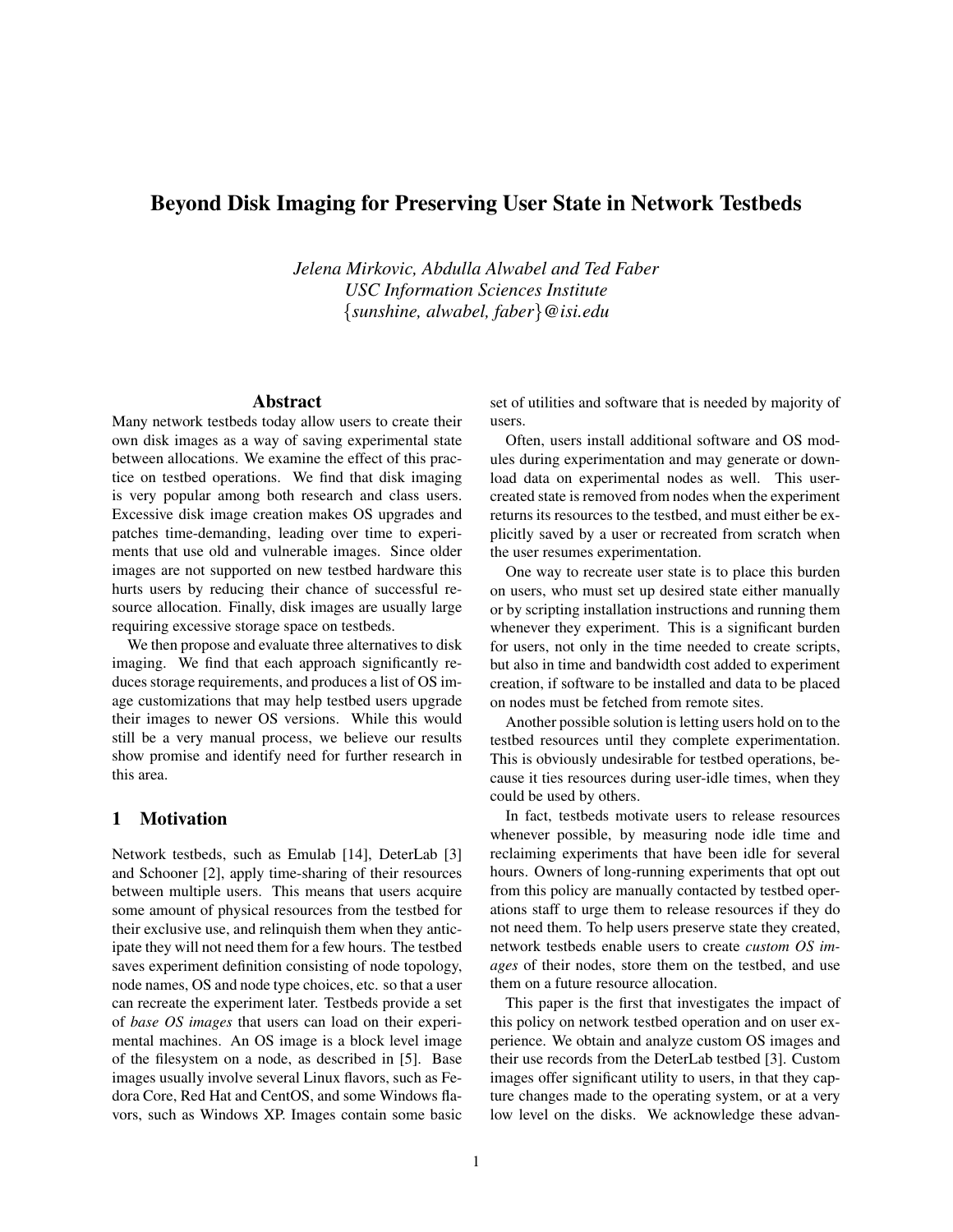# Beyond Disk Imaging for Preserving User State in Network Testbeds

*Jelena Mirkovic, Abdulla Alwabel and Ted Faber*
*USC Information Sciences Institute*
*{sunshine, alwabel, faber}@isi.edu*

## Abstract

Many network testbeds today allow users to create their own disk images as a way of saving experimental state between allocations. We examine the effect of this practice on testbed operations. We find that disk imaging is very popular among both research and class users. Excessive disk image creation makes OS upgrades and patches time-demanding, leading over time to experiments that use old and vulnerable images. Since older images are not supported on new testbed hardware this hurts users by reducing their chance of successful resource allocation. Finally, disk images are usually large requiring excessive storage space on testbeds.

We then propose and evaluate three alternatives to disk imaging. We find that each approach significantly reduces storage requirements, and produces a list of OS image customizations that may help testbed users upgrade their images to newer OS versions. While this would still be a very manual process, we believe our results show promise and identify need for further research in this area.

## 1 Motivation

Network testbeds, such as Emulab [14], DeterLab [3] and Schooner [2], apply time-sharing of their resources between multiple users. This means that users acquire some amount of physical resources from the testbed for their exclusive use, and relinquish them when they anticipate they will not need them for a few hours. The testbed saves experiment definition consisting of node topology, node names, OS and node type choices, etc. so that a user can recreate the experiment later. Testbeds provide a set of *base OS images* that users can load on their experimental machines. An OS image is a block level image of the filesystem on a node, as described in [5]. Base images usually involve several Linux flavors, such as Fedora Core, Red Hat and CentOS, and some Windows flavors, such as Windows XP. Images contain some basic set of utilities and software that is needed by majority of users.

Often, users install additional software and OS modules during experimentation and may generate or download data on experimental nodes as well. This user-created state is removed from nodes when the experiment returns its resources to the testbed, and must either be explicitly saved by a user or recreated from scratch when the user resumes experimentation.

One way to recreate user state is to place this burden on users, who must set up desired state either manually or by scripting installation instructions and running them whenever they experiment. This is a significant burden for users, not only in the time needed to create scripts, but also in time and bandwidth cost added to experiment creation, if software to be installed and data to be placed on nodes must be fetched from remote sites.

Another possible solution is letting users hold on to the testbed resources until they complete experimentation. This is obviously undesirable for testbed operations, because it ties resources during user-idle times, when they could be used by others.

In fact, testbeds motivate users to release resources whenever possible, by measuring node idle time and reclaiming experiments that have been idle for several hours. Owners of long-running experiments that opt out from this policy are manually contacted by testbed operations staff to urge them to release resources if they do not need them. To help users preserve state they created, network testbeds enable users to create *custom OS images* of their nodes, store them on the testbed, and use them on a future resource allocation.

This paper is the first that investigates the impact of this policy on network testbed operation and on user experience. We obtain and analyze custom OS images and their use records from the DeterLab testbed [3]. Custom images offer significant utility to users, in that they capture changes made to the operating system, or at a very low level on the disks. We acknowledge these advan-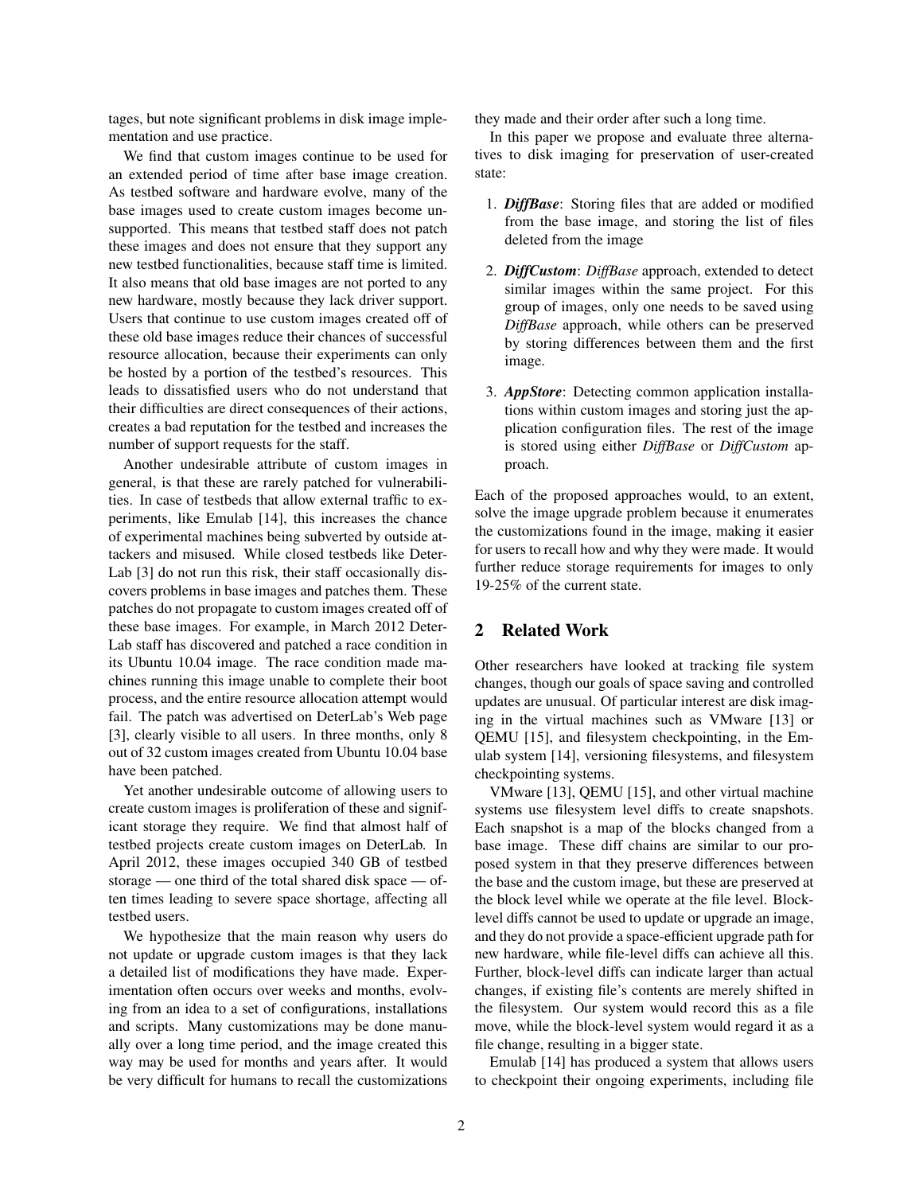tages, but note significant problems in disk image implementation and use practice.

We find that custom images continue to be used for an extended period of time after base image creation. As testbed software and hardware evolve, many of the base images used to create custom images become unsupported. This means that testbed staff does not patch these images and does not ensure that they support any new testbed functionalities, because staff time is limited. It also means that old base images are not ported to any new hardware, mostly because they lack driver support. Users that continue to use custom images created off of these old base images reduce their chances of successful resource allocation, because their experiments can only be hosted by a portion of the testbed's resources. This leads to dissatisfied users who do not understand that their difficulties are direct consequences of their actions, creates a bad reputation for the testbed and increases the number of support requests for the staff.

Another undesirable attribute of custom images in general, is that these are rarely patched for vulnerabilities. In case of testbeds that allow external traffic to experiments, like Emulab [14], this increases the chance of experimental machines being subverted by outside attackers and misused. While closed testbeds like DeterLab [3] do not run this risk, their staff occasionally discovers problems in base images and patches them. These patches do not propagate to custom images created off of these base images. For example, in March 2012 DeterLab staff has discovered and patched a race condition in its Ubuntu 10.04 image. The race condition made machines running this image unable to complete their boot process, and the entire resource allocation attempt would fail. The patch was advertised on DeterLab's Web page [3], clearly visible to all users. In three months, only 8 out of 32 custom images created from Ubuntu 10.04 base have been patched.

Yet another undesirable outcome of allowing users to create custom images is proliferation of these and significant storage they require. We find that almost half of testbed projects create custom images on DeterLab. In April 2012, these images occupied 340 GB of testbed storage — one third of the total shared disk space — often times leading to severe space shortage, affecting all testbed users.

We hypothesize that the main reason why users do not update or upgrade custom images is that they lack a detailed list of modifications they have made. Experimentation often occurs over weeks and months, evolving from an idea to a set of configurations, installations and scripts. Many customizations may be done manually over a long time period, and the image created this way may be used for months and years after. It would be very difficult for humans to recall the customizations they made and their order after such a long time.

In this paper we propose and evaluate three alternatives to disk imaging for preservation of user-created state:

1. ***DiffBase***: Storing files that are added or modified from the base image, and storing the list of files deleted from the image
2. ***DiffCustom***: *DiffBase* approach, extended to detect similar images within the same project. For this group of images, only one needs to be saved using *DiffBase* approach, while others can be preserved by storing differences between them and the first image.
3. ***AppStore***: Detecting common application installations within custom images and storing just the application configuration files. The rest of the image is stored using either *DiffBase* or *DiffCustom* approach.

Each of the proposed approaches would, to an extent, solve the image upgrade problem because it enumerates the customizations found in the image, making it easier for users to recall how and why they were made. It would further reduce storage requirements for images to only 19-25% of the current state.

## 2 Related Work

Other researchers have looked at tracking file system changes, though our goals of space saving and controlled updates are unusual. Of particular interest are disk imaging in the virtual machines such as VMware [13] or QEMU [15], and filesystem checkpointing, in the Emulab system [14], versioning filesystems, and filesystem checkpointing systems.

VMware [13], QEMU [15], and other virtual machine systems use filesystem level diffs to create snapshots. Each snapshot is a map of the blocks changed from a base image. These diff chains are similar to our proposed system in that they preserve differences between the base and the custom image, but these are preserved at the block level while we operate at the file level. Block-level diffs cannot be used to update or upgrade an image, and they do not provide a space-efficient upgrade path for new hardware, while file-level diffs can achieve all this. Further, block-level diffs can indicate larger than actual changes, if existing file's contents are merely shifted in the filesystem. Our system would record this as a file move, while the block-level system would regard it as a file change, resulting in a bigger state.

Emulab [14] has produced a system that allows users to checkpoint their ongoing experiments, including file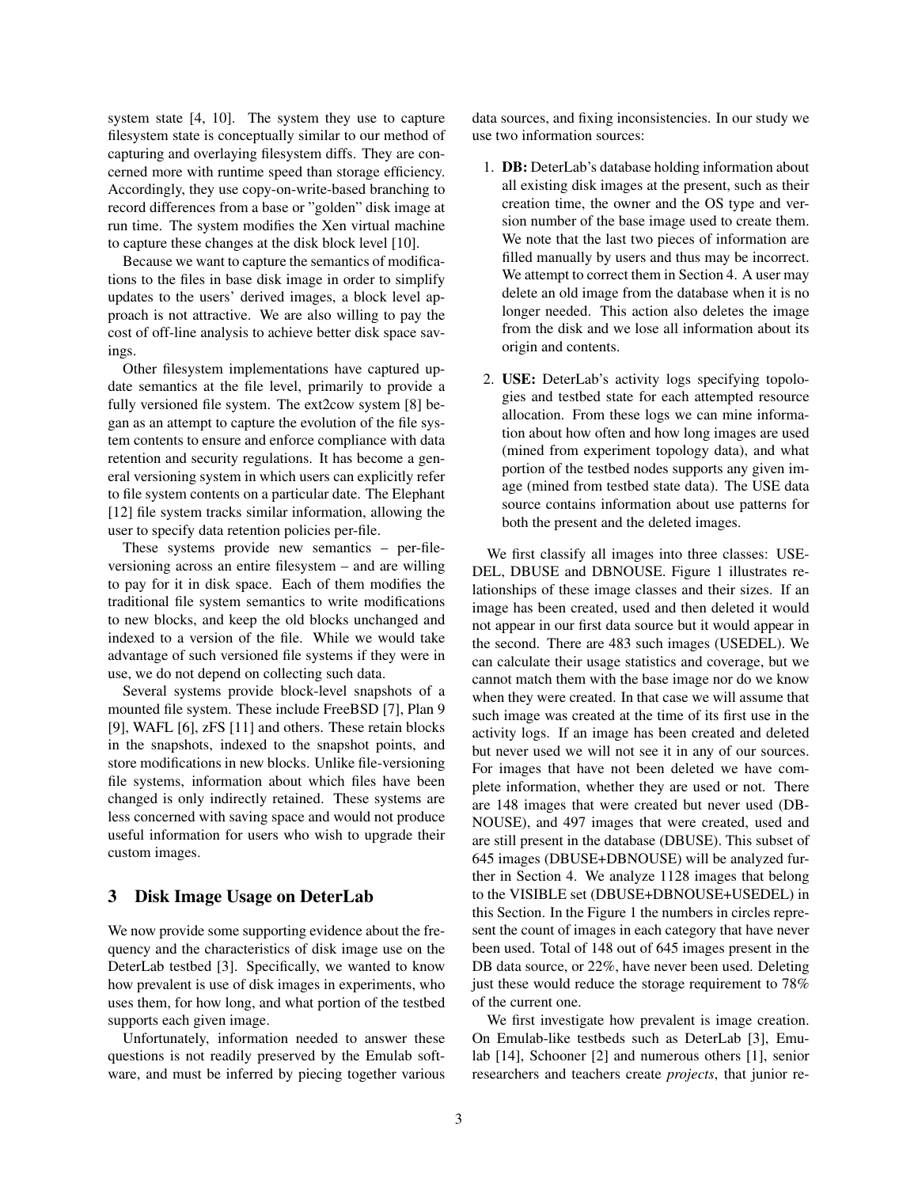system state [4, 10]. The system they use to capture filesystem state is conceptually similar to our method of capturing and overlaying filesystem diffs. They are concerned more with runtime speed than storage efficiency. Accordingly, they use copy-on-write-based branching to record differences from a base or "golden" disk image at run time. The system modifies the Xen virtual machine to capture these changes at the disk block level [10].

Because we want to capture the semantics of modifications to the files in base disk image in order to simplify updates to the users' derived images, a block level approach is not attractive. We are also willing to pay the cost of off-line analysis to achieve better disk space savings.

Other filesystem implementations have captured update semantics at the file level, primarily to provide a fully versioned file system. The ext2cow system [8] began as an attempt to capture the evolution of the file system contents to ensure and enforce compliance with data retention and security regulations. It has become a general versioning system in which users can explicitly refer to file system contents on a particular date. The Elephant [12] file system tracks similar information, allowing the user to specify data retention policies per-file.

These systems provide new semantics – per-file-versioning across an entire filesystem – and are willing to pay for it in disk space. Each of them modifies the traditional file system semantics to write modifications to new blocks, and keep the old blocks unchanged and indexed to a version of the file. While we would take advantage of such versioned file systems if they were in use, we do not depend on collecting such data.

Several systems provide block-level snapshots of a mounted file system. These include FreeBSD [7], Plan 9 [9], WAFL [6], zFS [11] and others. These retain blocks in the snapshots, indexed to the snapshot points, and store modifications in new blocks. Unlike file-versioning file systems, information about which files have been changed is only indirectly retained. These systems are less concerned with saving space and would not produce useful information for users who wish to upgrade their custom images.

## 3 Disk Image Usage on DeterLab

We now provide some supporting evidence about the frequency and the characteristics of disk image use on the DeterLab testbed [3]. Specifically, we wanted to know how prevalent is use of disk images in experiments, who uses them, for how long, and what portion of the testbed supports each given image.

Unfortunately, information needed to answer these questions is not readily preserved by the Emulab software, and must be inferred by piecing together various data sources, and fixing inconsistencies. In our study we use two information sources:

1. **DB:** DeterLab's database holding information about all existing disk images at the present, such as their creation time, the owner and the OS type and version number of the base image used to create them. We note that the last two pieces of information are filled manually by users and thus may be incorrect. We attempt to correct them in Section 4. A user may delete an old image from the database when it is no longer needed. This action also deletes the image from the disk and we lose all information about its origin and contents.

2. **USE:** DeterLab's activity logs specifying topologies and testbed state for each attempted resource allocation. From these logs we can mine information about how often and how long images are used (mined from experiment topology data), and what portion of the testbed nodes supports any given image (mined from testbed state data). The USE data source contains information about use patterns for both the present and the deleted images.

We first classify all images into three classes: USEDEL, DBUSE and DBNOUSE. Figure 1 illustrates relationships of these image classes and their sizes. If an image has been created, used and then deleted it would not appear in our first data source but it would appear in the second. There are 483 such images (USEDEL). We can calculate their usage statistics and coverage, but we cannot match them with the base image nor do we know when they were created. In that case we will assume that such image was created at the time of its first use in the activity logs. If an image has been created and deleted but never used we will not see it in any of our sources. For images that have not been deleted we have complete information, whether they are used or not. There are 148 images that were created but never used (DBNOUSE), and 497 images that were created, used and are still present in the database (DBUSE). This subset of 645 images (DBUSE+DBNOUSE) will be analyzed further in Section 4. We analyze 1128 images that belong to the VISIBLE set (DBUSE+DBNOUSE+USEDEL) in this Section. In the Figure 1 the numbers in circles represent the count of images in each category that have never been used. Total of 148 out of 645 images present in the DB data source, or 22%, have never been used. Deleting just these would reduce the storage requirement to 78% of the current one.

We first investigate how prevalent is image creation. On Emulab-like testbeds such as DeterLab [3], Emulab [14], Schooner [2] and numerous others [1], senior researchers and teachers create *projects*, that junior re-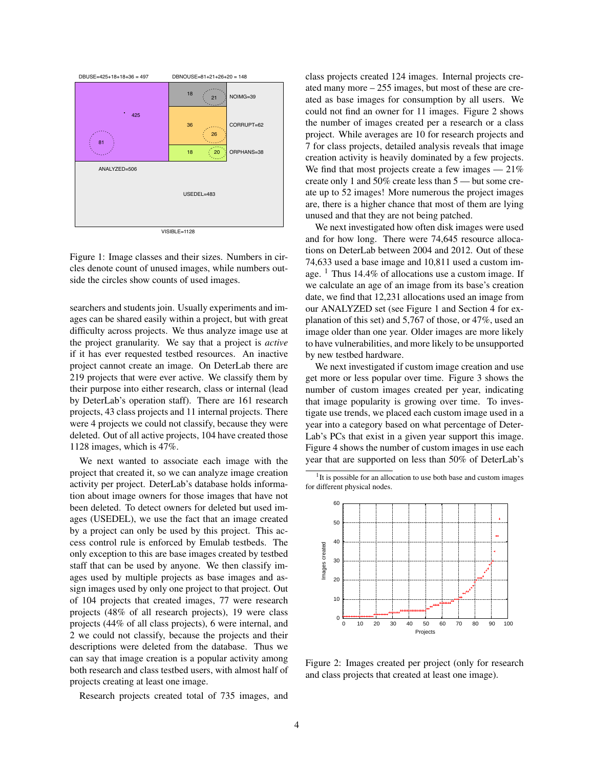DBUSE=425+18+18+36 = 497 DBNOUSE=81+21+26+20 = 148

Figure 1: Image classes and their sizes. Numbers in circles denote count of unused images, while numbers outside the circles show counts of used images.

searchers and students join. Usually experiments and images can be shared easily within a project, but with great difficulty across projects. We thus analyze image use at the project granularity. We say that a project is *active* if it has ever requested testbed resources. An inactive project cannot create an image. On DeterLab there are 219 projects that were ever active. We classify them by their purpose into either research, class or internal (lead by DeterLab's operation staff). There are 161 research projects, 43 class projects and 11 internal projects. There were 4 projects we could not classify, because they were deleted. Out of all active projects, 104 have created those 1128 images, which is 47%.

We next wanted to associate each image with the project that created it, so we can analyze image creation activity per project. DeterLab's database holds information about image owners for those images that have not been deleted. To detect owners for deleted but used images (USEDEL), we use the fact that an image created by a project can only be used by this project. This access control rule is enforced by Emulab testbeds. The only exception to this are base images created by testbed staff that can be used by anyone. We then classify images used by multiple projects as base images and assign images used by only one project to that project. Out of 104 projects that created images, 77 were research projects (48% of all research projects), 19 were class projects (44% of all class projects), 6 were internal, and 2 we could not classify, because the projects and their descriptions were deleted from the database. Thus we can say that image creation is a popular activity among both research and class testbed users, with almost half of projects creating at least one image.

Research projects created total of 735 images, and class projects created 124 images. Internal projects created many more – 255 images, but most of these are created as base images for consumption by all users. We could not find an owner for 11 images. Figure 2 shows the number of images created per a research or a class project. While averages are 10 for research projects and 7 for class projects, detailed analysis reveals that image creation activity is heavily dominated by a few projects. We find that most projects create a few images — 21% create only 1 and 50% create less than 5 — but some create up to 52 images! More numerous the project images are, there is a higher chance that most of them are lying unused and that they are not being patched.

We next investigated how often disk images were used and for how long. There were 74,645 resource allocations on DeterLab between 2004 and 2012. Out of these 74,633 used a base image and 10,811 used a custom image. [1] Thus 14.4% of allocations use a custom image. If we calculate an age of an image from its base's creation date, we find that 12,231 allocations used an image from our ANALYZED set (see Figure 1 and Section 4 for explanation of this set) and 5,767 of those, or 47%, used an image older than one year. Older images are more likely to have vulnerabilities, and more likely to be unsupported by new testbed hardware.

We next investigated if custom image creation and use get more or less popular over time. Figure 3 shows the number of custom images created per year, indicating that image popularity is growing over time. To investigate use trends, we placed each custom image used in a year into a category based on what percentage of DeterLab's PCs that exist in a given year support this image. Figure 4 shows the number of custom images in use each year that are supported on less than 50% of DeterLab's

[1] It is possible for an allocation to use both base and custom images for different physical nodes.

Figure 2: Images created per project (only for research and class projects that created at least one image).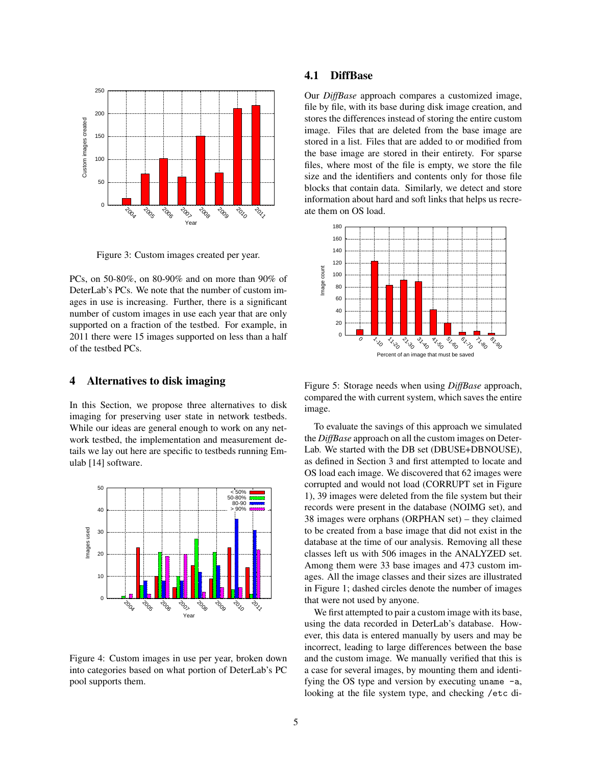Figure 3: Custom images created per year.

PCs, on 50-80%, on 80-90% and on more than 90% of DeterLab's PCs. We note that the number of custom images in use is increasing. Further, there is a significant number of custom images in use each year that are only supported on a fraction of the testbed. For example, in 2011 there were 15 images supported on less than a half of the testbed PCs.

## 4 Alternatives to disk imaging

In this Section, we propose three alternatives to disk imaging for preserving user state in network testbeds. While our ideas are general enough to work on any network testbed, the implementation and measurement details we lay out here are specific to testbeds running Emulab [14] software.

Figure 4: Custom images in use per year, broken down into categories based on what portion of DeterLab's PC pool supports them.

### 4.1 DiffBase

Our *DiffBase* approach compares a customized image, file by file, with its base during disk image creation, and stores the differences instead of storing the entire custom image. Files that are deleted from the base image are stored in a list. Files that are added to or modified from the base image are stored in their entirety. For sparse files, where most of the file is empty, we store the file size and the identifiers and contents only for those file blocks that contain data. Similarly, we detect and store information about hard and soft links that helps us recreate them on OS load.

Figure 5: Storage needs when using *DiffBase* approach, compared the with current system, which saves the entire image.

To evaluate the savings of this approach we simulated the *DiffBase* approach on all the custom images on DeterLab. We started with the DB set (DBUSE+DBNOUSE), as defined in Section 3 and first attempted to locate and OS load each image. We discovered that 62 images were corrupted and would not load (CORRUPT set in Figure 1), 39 images were deleted from the file system but their records were present in the database (NOIMG set), and 38 images were orphans (ORPHAN set) – they claimed to be created from a base image that did not exist in the database at the time of our analysis. Removing all these classes left us with 506 images in the ANALYZED set. Among them were 33 base images and 473 custom images. All the image classes and their sizes are illustrated in Figure 1; dashed circles denote the number of images that were not used by anyone.

We first attempted to pair a custom image with its base, using the data recorded in DeterLab's database. However, this data is entered manually by users and may be incorrect, leading to large differences between the base and the custom image. We manually verified that this is a case for several images, by mounting them and identifying the OS type and version by executing `uname -a`, looking at the file system type, and checking `/etc` di-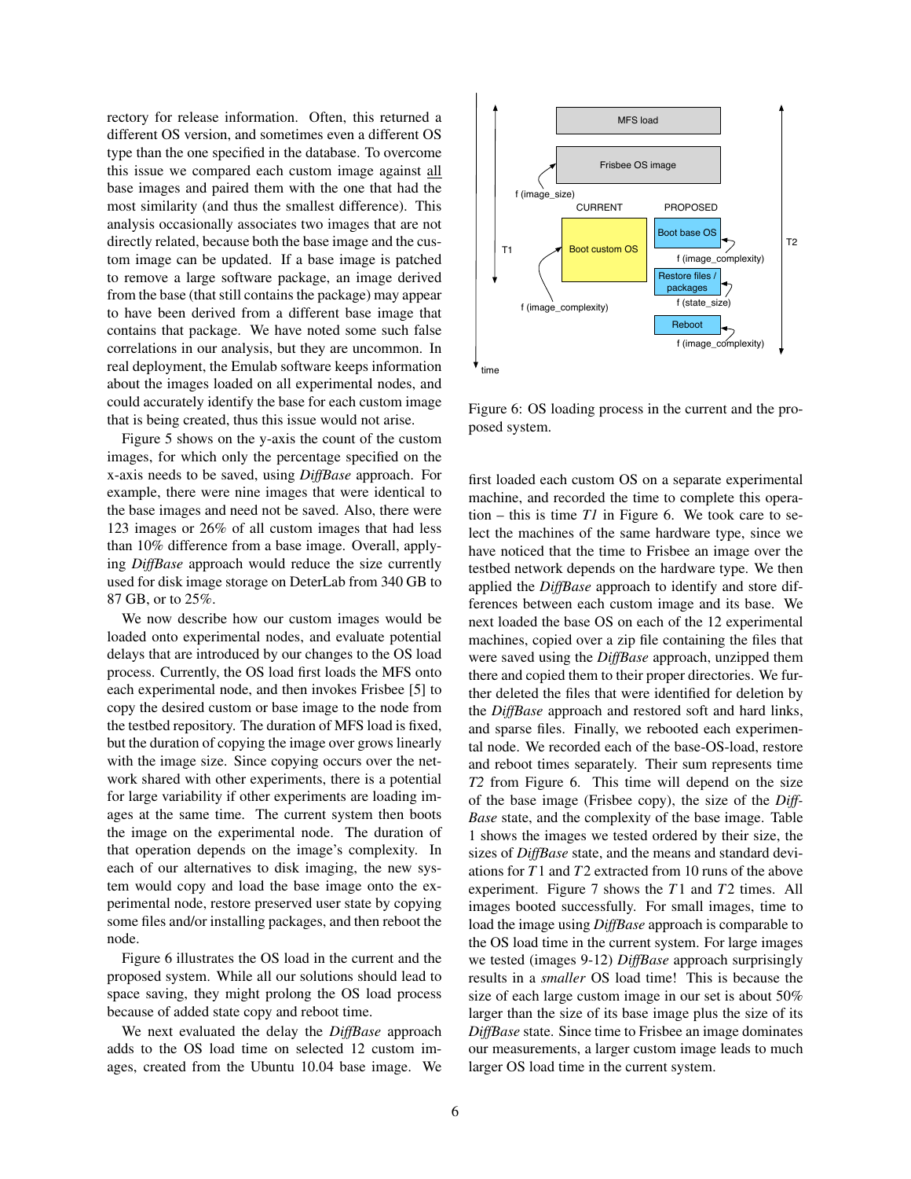rectory for release information. Often, this returned a different OS version, and sometimes even a different OS type than the one specified in the database. To overcome this issue we compared each custom image against all base images and paired them with the one that had the most similarity (and thus the smallest difference). This analysis occasionally associates two images that are not directly related, because both the base image and the custom image can be updated. If a base image is patched to remove a large software package, an image derived from the base (that still contains the package) may appear to have been derived from a different base image that contains that package. We have noted some such false correlations in our analysis, but they are uncommon. In real deployment, the Emulab software keeps information about the images loaded on all experimental nodes, and could accurately identify the base for each custom image that is being created, thus this issue would not arise.

Figure 5 shows on the y-axis the count of the custom images, for which only the percentage specified on the x-axis needs to be saved, using *DiffBase* approach. For example, there were nine images that were identical to the base images and need not be saved. Also, there were 123 images or 26% of all custom images that had less than 10% difference from a base image. Overall, applying *DiffBase* approach would reduce the size currently used for disk image storage on DeterLab from 340 GB to 87 GB, or to 25%.

We now describe how our custom images would be loaded onto experimental nodes, and evaluate potential delays that are introduced by our changes to the OS load process. Currently, the OS load first loads the MFS onto each experimental node, and then invokes Frisbee [5] to copy the desired custom or base image to the node from the testbed repository. The duration of MFS load is fixed, but the duration of copying the image over grows linearly with the image size. Since copying occurs over the network shared with other experiments, there is a potential for large variability if other experiments are loading images at the same time. The current system then boots the image on the experimental node. The duration of that operation depends on the image's complexity. In each of our alternatives to disk imaging, the new system would copy and load the base image onto the experimental node, restore preserved user state by copying some files and/or installing packages, and then reboot the node.

Figure 6 illustrates the OS load in the current and the proposed system. While all our solutions should lead to space saving, they might prolong the OS load process because of added state copy and reboot time.

We next evaluated the delay the *DiffBase* approach adds to the OS load time on selected 12 custom images, created from the Ubuntu 10.04 base image. We first loaded each custom OS on a separate experimental machine, and recorded the time to complete this operation – this is time *T1* in Figure 6. We took care to select the machines of the same hardware type, since we have noticed that the time to Frisbee an image over the testbed network depends on the hardware type. We then applied the *DiffBase* approach to identify and store differences between each custom image and its base. We next loaded the base OS on each of the 12 experimental machines, copied over a zip file containing the files that were saved using the *DiffBase* approach, unzipped them there and copied them to their proper directories. We further deleted the files that were identified for deletion by the *DiffBase* approach and restored soft and hard links, and sparse files. Finally, we rebooted each experimental node. We recorded each of the base-OS-load, restore and reboot times separately. Their sum represents time *T2* from Figure 6. This time will depend on the size of the base image (Frisbee copy), the size of the *DiffBase* state, and the complexity of the base image. Table 1 shows the images we tested ordered by their size, the sizes of *DiffBase* state, and the means and standard deviations for $T1$ and $T2$ extracted from 10 runs of the above experiment. Figure 7 shows the $T1$ and $T2$ times. All images booted successfully. For small images, time to load the image using *DiffBase* approach is comparable to the OS load time in the current system. For large images we tested (images 9-12) *DiffBase* approach surprisingly results in a *smaller* OS load time! This is because the size of each large custom image in our set is about 50% larger than the size of its base image plus the size of its *DiffBase* state. Since time to Frisbee an image dominates our measurements, a larger custom image leads to much larger OS load time in the current system.

Figure 6: OS loading process in the current and the proposed system.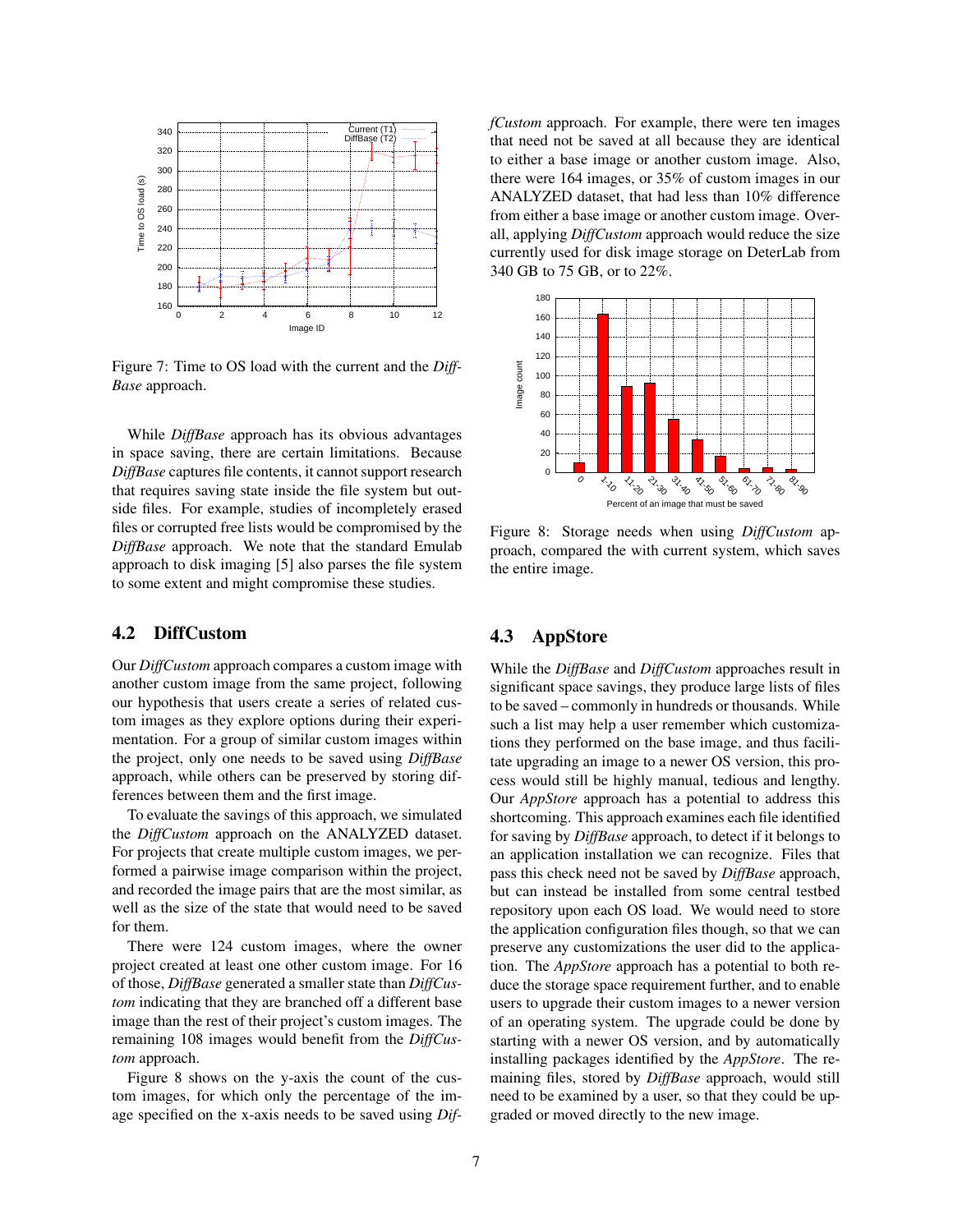Figure 7: Time to OS load with the current and the *DiffBase* approach.

While *DiffBase* approach has its obvious advantages in space saving, there are certain limitations. Because *DiffBase* captures file contents, it cannot support research that requires saving state inside the file system but outside files. For example, studies of incompletely erased files or corrupted free lists would be compromised by the *DiffBase* approach. We note that the standard Emulab approach to disk imaging [5] also parses the file system to some extent and might compromise these studies.

## 4.2 DiffCustom

Our *DiffCustom* approach compares a custom image with another custom image from the same project, following our hypothesis that users create a series of related custom images as they explore options during their experimentation. For a group of similar custom images within the project, only one needs to be saved using *DiffBase* approach, while others can be preserved by storing differences between them and the first image.

To evaluate the savings of this approach, we simulated the *DiffCustom* approach on the ANALYZED dataset. For projects that create multiple custom images, we performed a pairwise image comparison within the project, and recorded the image pairs that are the most similar, as well as the size of the state that would need to be saved for them.

There were 124 custom images, where the owner project created at least one other custom image. For 16 of those, *DiffBase* generated a smaller state than *DiffCustom* indicating that they are branched off a different base image than the rest of their project's custom images. The remaining 108 images would benefit from the *DiffCustom* approach.

Figure 8 shows on the y-axis the count of the custom images, for which only the percentage of the image specified on the x-axis needs to be saved using *DiffCustom* approach. For example, there were ten images that need not be saved at all because they are identical to either a base image or another custom image. Also, there were 164 images, or 35% of custom images in our ANALYZED dataset, that had less than 10% difference from either a base image or another custom image. Overall, applying *DiffCustom* approach would reduce the size currently used for disk image storage on DeterLab from 340 GB to 75 GB, or to 22%.

Figure 8: Storage needs when using *DiffCustom* approach, compared the with current system, which saves the entire image.

## 4.3 AppStore

While the *DiffBase* and *DiffCustom* approaches result in significant space savings, they produce large lists of files to be saved – commonly in hundreds or thousands. While such a list may help a user remember which customizations they performed on the base image, and thus facilitate upgrading an image to a newer OS version, this process would still be highly manual, tedious and lengthy. Our *AppStore* approach has a potential to address this shortcoming. This approach examines each file identified for saving by *DiffBase* approach, to detect if it belongs to an application installation we can recognize. Files that pass this check need not be saved by *DiffBase* approach, but can instead be installed from some central testbed repository upon each OS load. We would need to store the application configuration files though, so that we can preserve any customizations the user did to the application. The *AppStore* approach has a potential to both reduce the storage space requirement further, and to enable users to upgrade their custom images to a newer version of an operating system. The upgrade could be done by starting with a newer OS version, and by automatically installing packages identified by the *AppStore*. The remaining files, stored by *DiffBase* approach, would still need to be examined by a user, so that they could be upgraded or moved directly to the new image.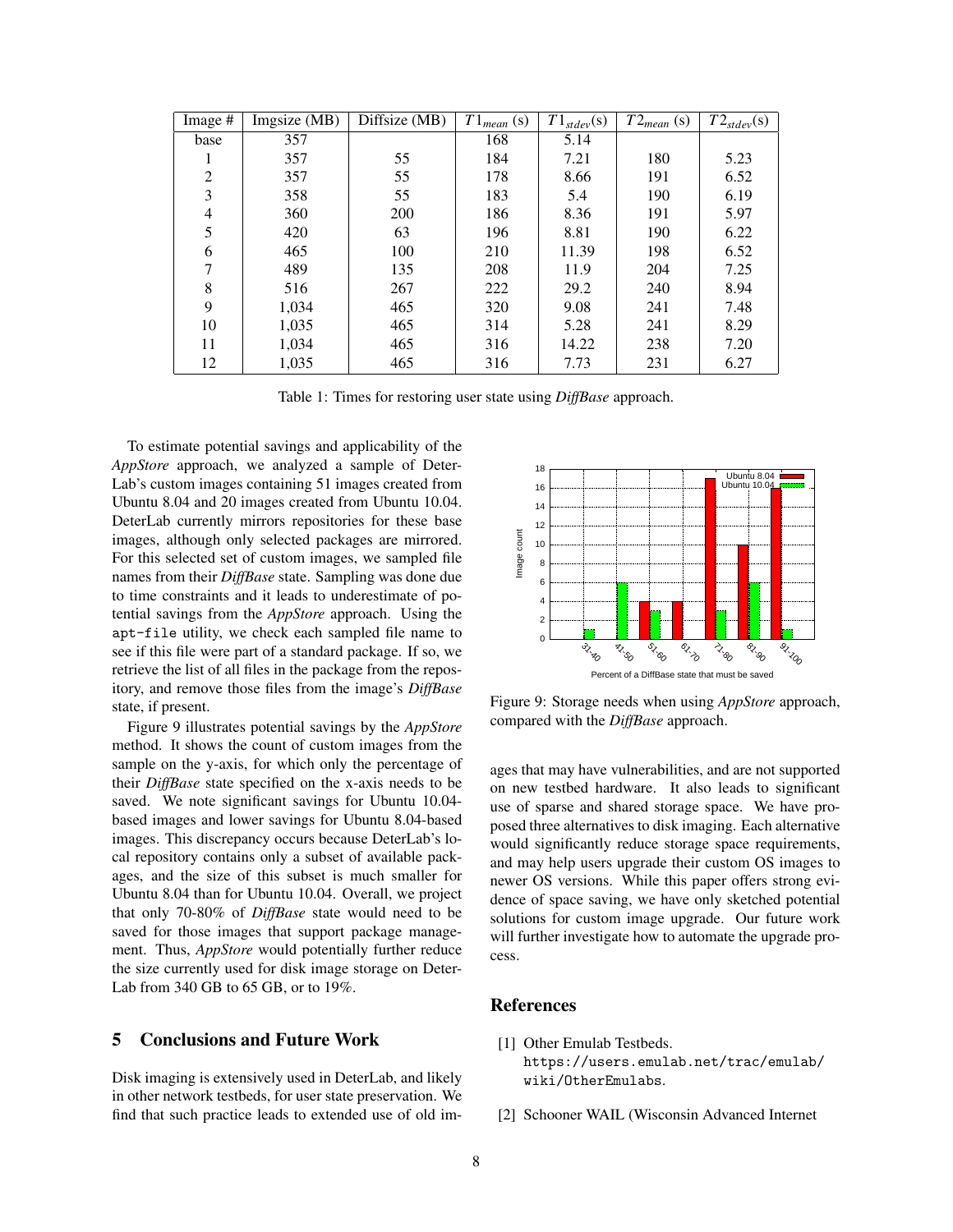| Image # | Imgsize (MB) | Diffsize (MB) | $T1_{mean}$ (s) | $T1_{stdev}$(s) | $T2_{mean}$ (s) | $T2_{stdev}$(s) |
|---|---|---|---|---|---|---|
| base | 357 | | 168 | 5.14 | | |
| 1 | 357 | 55 | 184 | 7.21 | 180 | 5.23 |
| 2 | 357 | 55 | 178 | 8.66 | 191 | 6.52 |
| 3 | 358 | 55 | 183 | 5.4 | 190 | 6.19 |
| 4 | 360 | 200 | 186 | 8.36 | 191 | 5.97 |
| 5 | 420 | 63 | 196 | 8.81 | 190 | 6.22 |
| 6 | 465 | 100 | 210 | 11.39 | 198 | 6.52 |
| 7 | 489 | 135 | 208 | 11.9 | 204 | 7.25 |
| 8 | 516 | 267 | 222 | 29.2 | 240 | 8.94 |
| 9 | 1,034 | 465 | 320 | 9.08 | 241 | 7.48 |
| 10 | 1,035 | 465 | 314 | 5.28 | 241 | 8.29 |
| 11 | 1,034 | 465 | 316 | 14.22 | 238 | 7.20 |
| 12 | 1,035 | 465 | 316 | 7.73 | 231 | 6.27 |

Table 1: Times for restoring user state using *DiffBase* approach.

To estimate potential savings and applicability of the *AppStore* approach, we analyzed a sample of DeterLab's custom images containing 51 images created from Ubuntu 8.04 and 20 images created from Ubuntu 10.04. DeterLab currently mirrors repositories for these base images, although only selected packages are mirrored. For this selected set of custom images, we sampled file names from their *DiffBase* state. Sampling was done due to time constraints and it leads to underestimate of potential savings from the *AppStore* approach. Using the `apt-file` utility, we check each sampled file name to see if this file were part of a standard package. If so, we retrieve the list of all files in the package from the repository, and remove those files from the image's *DiffBase* state, if present.

Figure 9 illustrates potential savings by the *AppStore* method. It shows the count of custom images from the sample on the y-axis, for which only the percentage of their *DiffBase* state specified on the x-axis needs to be saved. We note significant savings for Ubuntu 10.04-based images and lower savings for Ubuntu 8.04-based images. This discrepancy occurs because DeterLab's local repository contains only a subset of available packages, and the size of this subset is much smaller for Ubuntu 8.04 than for Ubuntu 10.04. Overall, we project that only 70-80% of *DiffBase* state would need to be saved for those images that support package management. Thus, *AppStore* would potentially further reduce the size currently used for disk image storage on DeterLab from 340 GB to 65 GB, or to 19%.

Figure 9: Storage needs when using *AppStore* approach, compared with the *DiffBase* approach.

## 5 Conclusions and Future Work

Disk imaging is extensively used in DeterLab, and likely in other network testbeds, for user state preservation. We find that such practice leads to extended use of old images that may have vulnerabilities, and are not supported on new testbed hardware. It also leads to significant use of sparse and shared storage space. We have proposed three alternatives to disk imaging. Each alternative would significantly reduce storage space requirements, and may help users upgrade their custom OS images to newer OS versions. While this paper offers strong evidence of space saving, we have only sketched potential solutions for custom image upgrade. Our future work will further investigate how to automate the upgrade process.

## References

[1] Other Emulab Testbeds. `https://users.emulab.net/trac/emulab/wiki/OtherEmulabs`.

[2] Schooner WAIL (Wisconsin Advanced Internet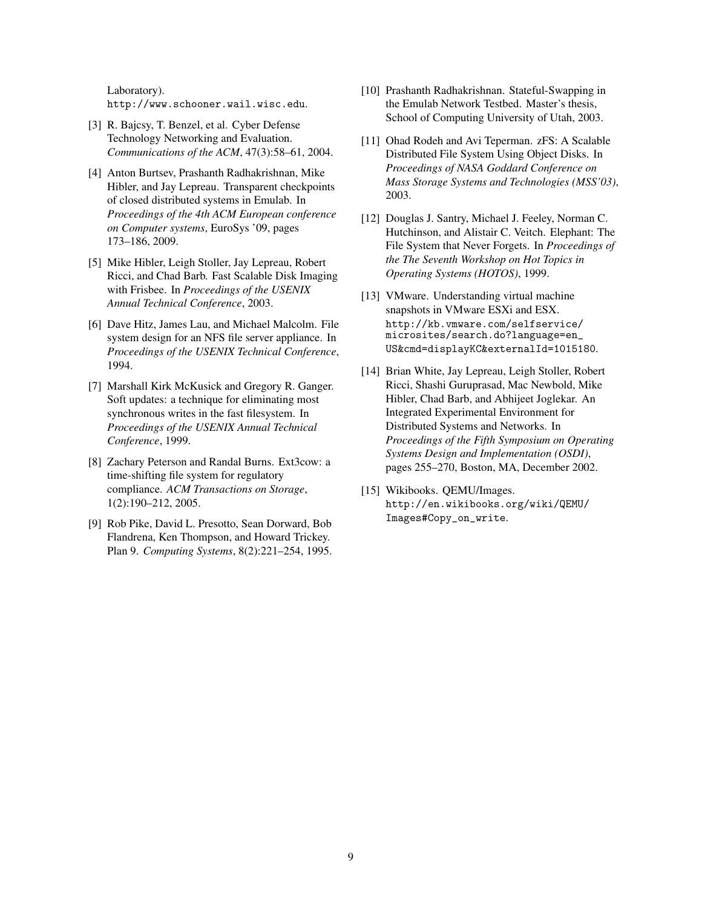Laboratory).
http://www.schooner.wail.wisc.edu.

[3] R. Bajcsy, T. Benzel, et al. Cyber Defense Technology Networking and Evaluation. *Communications of the ACM*, 47(3):58–61, 2004.

[4] Anton Burtsev, Prashanth Radhakrishnan, Mike Hibler, and Jay Lepreau. Transparent checkpoints of closed distributed systems in Emulab. In *Proceedings of the 4th ACM European conference on Computer systems*, EuroSys '09, pages 173–186, 2009.

[5] Mike Hibler, Leigh Stoller, Jay Lepreau, Robert Ricci, and Chad Barb. Fast Scalable Disk Imaging with Frisbee. In *Proceedings of the USENIX Annual Technical Conference*, 2003.

[6] Dave Hitz, James Lau, and Michael Malcolm. File system design for an NFS file server appliance. In *Proceedings of the USENIX Technical Conference*, 1994.

[7] Marshall Kirk McKusick and Gregory R. Ganger. Soft updates: a technique for eliminating most synchronous writes in the fast filesystem. In *Proceedings of the USENIX Annual Technical Conference*, 1999.

[8] Zachary Peterson and Randal Burns. Ext3cow: a time-shifting file system for regulatory compliance. *ACM Transactions on Storage*, 1(2):190–212, 2005.

[9] Rob Pike, David L. Presotto, Sean Dorward, Bob Flandrena, Ken Thompson, and Howard Trickey. Plan 9. *Computing Systems*, 8(2):221–254, 1995.

[10] Prashanth Radhakrishnan. Stateful-Swapping in the Emulab Network Testbed. Master's thesis, School of Computing University of Utah, 2003.

[11] Ohad Rodeh and Avi Teperman. zFS: A Scalable Distributed File System Using Object Disks. In *Proceedings of NASA Goddard Conference on Mass Storage Systems and Technologies (MSS'03)*, 2003.

[12] Douglas J. Santry, Michael J. Feeley, Norman C. Hutchinson, and Alistair C. Veitch. Elephant: The File System that Never Forgets. In *Proceedings of the The Seventh Workshop on Hot Topics in Operating Systems (HOTOS)*, 1999.

[13] VMware. Understanding virtual machine snapshots in VMware ESXi and ESX. http://kb.vmware.com/selfservice/microsites/search.do?language=en_US&cmd=displayKC&externalId=1015180.

[14] Brian White, Jay Lepreau, Leigh Stoller, Robert Ricci, Shashi Guruprasad, Mac Newbold, Mike Hibler, Chad Barb, and Abhijeet Joglekar. An Integrated Experimental Environment for Distributed Systems and Networks. In *Proceedings of the Fifth Symposium on Operating Systems Design and Implementation (OSDI)*, pages 255–270, Boston, MA, December 2002.

[15] Wikibooks. QEMU/Images. http://en.wikibooks.org/wiki/QEMU/Images#Copy_on_write.